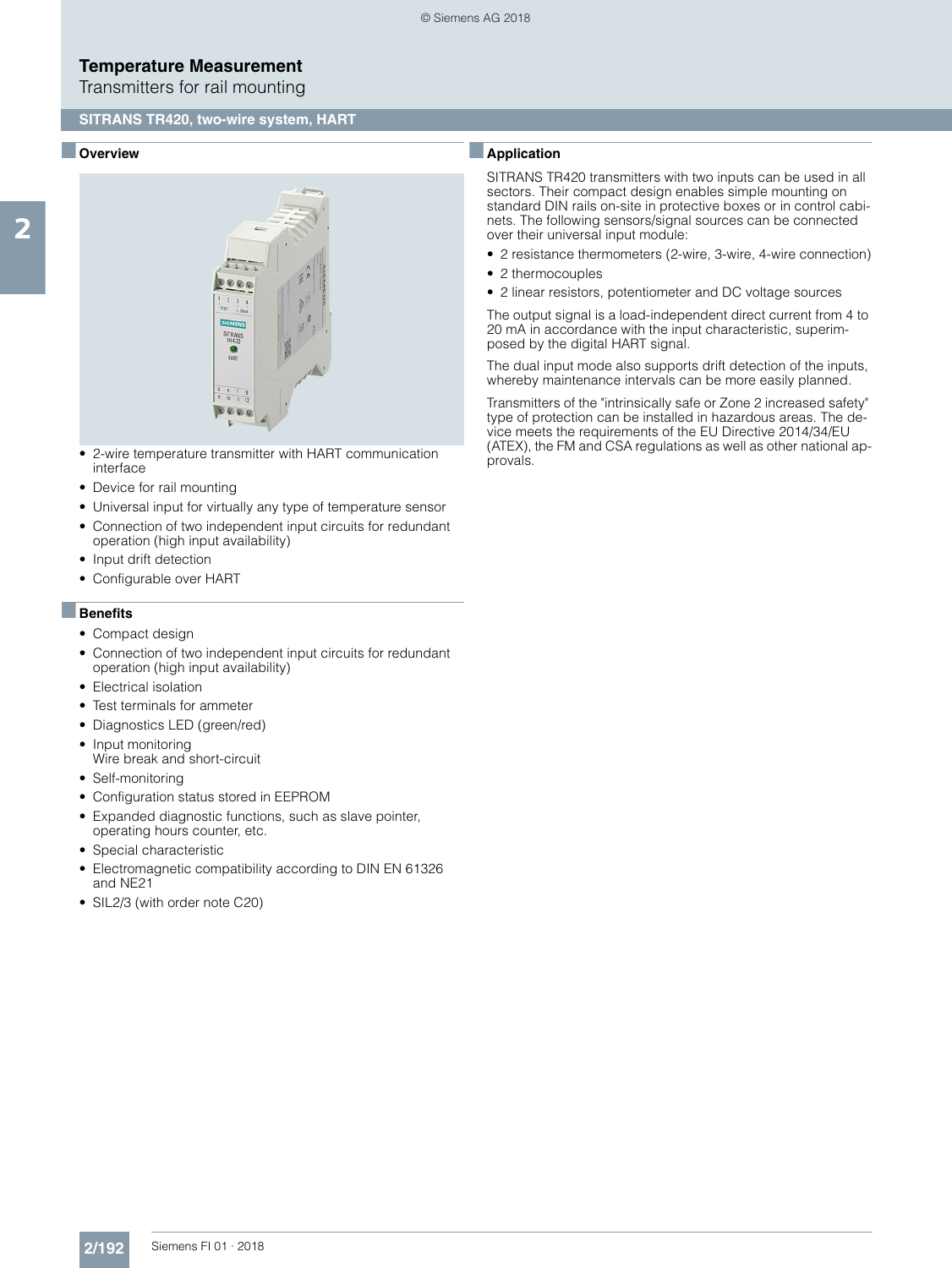# Temperature Measurement

Transmitters for rail mounting

## SITRANS TR420, two-wire system, HART

### Overview

- 2-wire temperature transmitter with HART communication interface
- Device for rail mounting
- Universal input for virtually any type of temperature sensor
- Connection of two independent input circuits for redundant operation (high input availability)
- Input drift detection
- Configurable over HART

### Benefits

- Compact design
- Connection of two independent input circuits for redundant operation (high input availability)
- Electrical isolation
- Test terminals for ammeter
- Diagnostics LED (green/red)
- Input monitoring
  Wire break and short-circuit
- Self-monitoring
- Configuration status stored in EEPROM
- Expanded diagnostic functions, such as slave pointer, operating hours counter, etc.
- Special characteristic
- Electromagnetic compatibility according to DIN EN 61326 and NE21
- SIL2/3 (with order note C20)

### Application

SITRANS TR420 transmitters with two inputs can be used in all sectors. Their compact design enables simple mounting on standard DIN rails on-site in protective boxes or in control cabinets. The following sensors/signal sources can be connected over their universal input module:

- 2 resistance thermometers (2-wire, 3-wire, 4-wire connection)
- 2 thermocouples
- 2 linear resistors, potentiometer and DC voltage sources

The output signal is a load-independent direct current from 4 to 20 mA in accordance with the input characteristic, superimposed by the digital HART signal.

The dual input mode also supports drift detection of the inputs, whereby maintenance intervals can be more easily planned.

Transmitters of the "intrinsically safe or Zone 2 increased safety" type of protection can be installed in hazardous areas. The device meets the requirements of the EU Directive 2014/34/EU (ATEX), the FM and CSA regulations as well as other national approvals.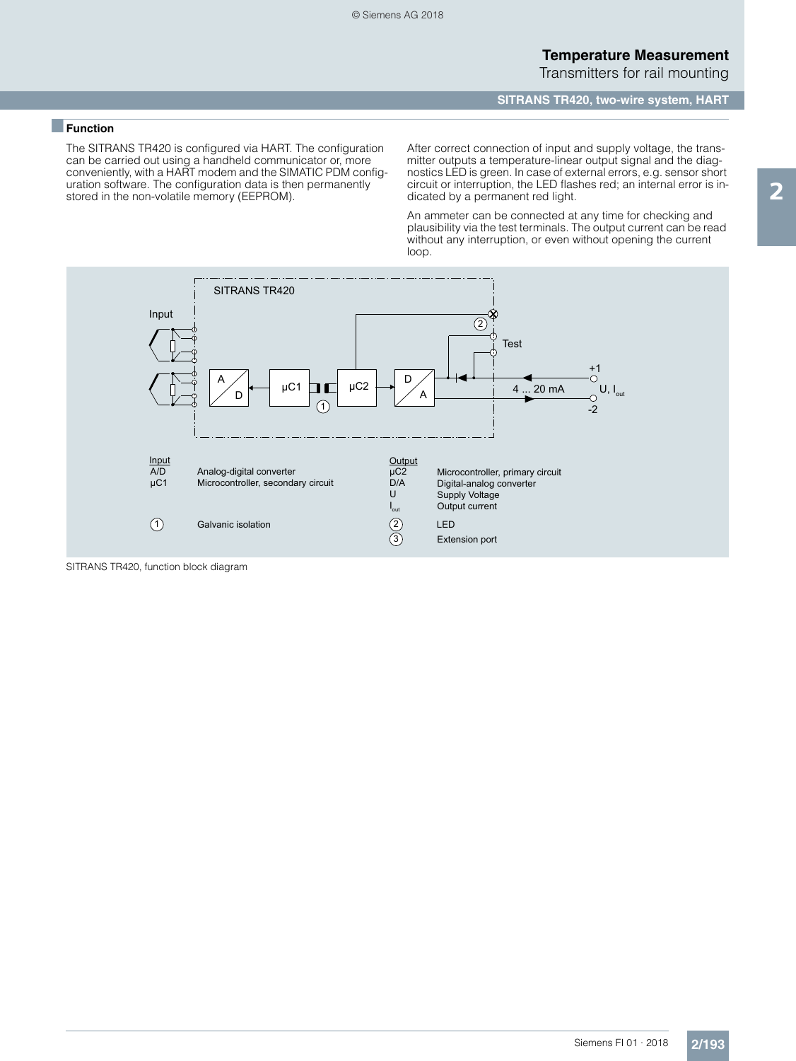## Function

The SITRANS TR420 is configured via HART. The configuration can be carried out using a handheld communicator or, more conveniently, with a HART modem and the SIMATIC PDM configuration software. The configuration data is then permanently stored in the non-volatile memory (EEPROM).

After correct connection of input and supply voltage, the transmitter outputs a temperature-linear output signal and the diagnostics LED is green. In case of external errors, e.g. sensor short circuit or interruption, the LED flashes red; an internal error is indicated by a permanent red light.

An ammeter can be connected at any time for checking and plausibility via the test terminals. The output current can be read without any interruption, or even without opening the current loop.

SITRANS TR420

Input

A/D

μC1

①

μC2

D/A

②

Test

4 ... 20 mA

+1

U, $I_{out}$

-2

Input

| | |
|---|---|
| A/D | Analog-digital converter |
| μC1 | Microcontroller, secondary circuit |
| ① | Galvanic isolation |

Output

| | |
|---|---|
| μC2 | Microcontroller, primary circuit |
| D/A | Digital-analog converter |
| U | Supply Voltage |
| $I_{out}$ | Output current |
| ② | LED |
| ③ | Extension port |

SITRANS TR420, function block diagram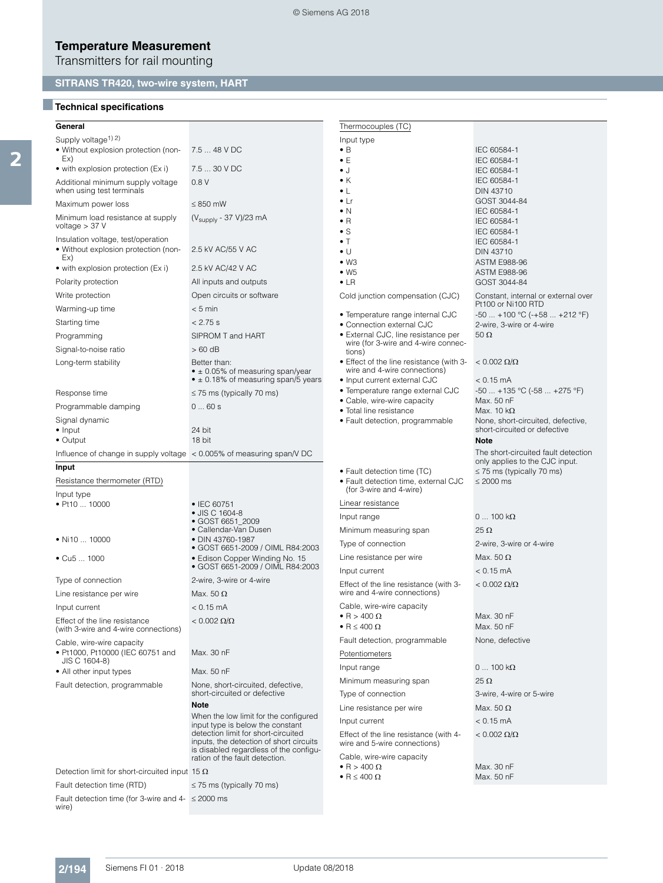# Temperature Measurement

## Transmitters for rail mounting

### SITRANS TR420, two-wire system, HART

#### Technical specifications

| **General** | |
|---|---|
| Supply voltage[1) 2)] | |
| • Without explosion protection (non-Ex) | 7.5 ... 48 V DC |
| • with explosion protection (Ex i) | 7.5 ... 30 V DC |
| Additional minimum supply voltage when using test terminals | 0.8 V |
| Maximum power loss | ≤ 850 mW |
| Minimum load resistance at supply voltage > 37 V | ($V_{supply}$ - 37 V)/23 mA |
| Insulation voltage, test/operation | |
| • Without explosion protection (non-Ex) | 2.5 kV AC/55 V AC |
| • with explosion protection (Ex i) | 2.5 kV AC/42 V AC |
| Polarity protection | All inputs and outputs |
| Write protection | Open circuits or software |
| Warming-up time | < 5 min |
| Starting time | < 2.75 s |
| Programming | SIPROM T and HART |
| Signal-to-noise ratio | > 60 dB |
| Long-term stability | Better than: • ± 0.05% of measuring span/year • ± 0.18% of measuring span/5 years |
| Response time | ≤ 75 ms (typically 70 ms) |
| Programmable damping | 0 ... 60 s |
| Signal dynamic | |
| • Input | 24 bit |
| • Output | 18 bit |
| Influence of change in supply voltage | < 0.005% of measuring span/V DC |
| **Input** | |
| Resistance thermometer (RTD) | |
| Input type | |
| • Pt10 ... 10000 | • IEC 60751 • JIS C 1604-8 • GOST 6651_2009 • Callendar-Van Dusen |
| • Ni10 ... 10000 | • DIN 43760-1987 • GOST 6651-2009 / OIML R84:2003 |
| • Cu5 ... 1000 | • Edison Copper Winding No. 15 • GOST 6651-2009 / OIML R84:2003 |
| Type of connection | 2-wire, 3-wire or 4-wire |
| Line resistance per wire | Max. 50 Ω |
| Input current | < 0.15 mA |
| Effect of the line resistance (with 3-wire and 4-wire connections) | < 0.002 Ω/Ω |
| Cable, wire-wire capacity | |
| • Pt1000, Pt10000 (IEC 60751 and JIS C 1604-8) | Max. 30 nF |
| • All other input types | Max. 50 nF |
| Fault detection, programmable | None, short-circuited, defective, short-circuited or defective<br>**Note**<br>When the low limit for the configured input type is below the constant detection limit for short-circuited inputs, the detection of short circuits is disabled regardless of the configuration of the fault detection. |
| Detection limit for short-circuited input | 15 Ω |
| Fault detection time (RTD) | ≤ 75 ms (typically 70 ms) |
| Fault detection time (for 3-wire and 4-wire) | ≤ 2000 ms |

| Thermocouples (TC) | |
|---|---|
| Input type | |
| • B | IEC 60584-1 |
| • E | IEC 60584-1 |
| • J | IEC 60584-1 |
| • K | IEC 60584-1 |
| • L | DIN 43710 |
| • Lr | GOST 3044-84 |
| • N | IEC 60584-1 |
| • R | IEC 60584-1 |
| • S | IEC 60584-1 |
| • T | IEC 60584-1 |
| • U | DIN 43710 |
| • W3 | ASTM E988-96 |
| • W5 | ASTM E988-96 |
| • LR | GOST 3044-84 |
| Cold junction compensation (CJC) | Constant, internal or external over Pt100 or Ni100 RTD |
| • Temperature range internal CJC | -50 ... +100 °C (-+58 ... +212 °F) |
| • Connection external CJC | 2-wire, 3-wire or 4-wire |
| • External CJC, line resistance per wire (for 3-wire and 4-wire connections) | 50 Ω |
| • Effect of the line resistance (with 3-wire and 4-wire connections) | < 0.002 Ω/Ω |
| • Input current external CJC | < 0.15 mA |
| • Temperature range external CJC | -50 ... +135 °C (-58 ... +275 °F) |
| • Cable, wire-wire capacity | Max. 50 nF |
| • Total line resistance | Max. 10 kΩ |
| • Fault detection, programmable | None, short-circuited, defective, short-circuited or defective<br>**Note**<br>The short-circuited fault detection only applies to the CJC input. |
| • Fault detection time (TC) | ≤ 75 ms (typically 70 ms) |
| • Fault detection time, external CJC (for 3-wire and 4-wire) | ≤ 2000 ms |
| Linear resistance | |
| Input range | 0 ... 100 kΩ |
| Minimum measuring span | 25 Ω |
| Type of connection | 2-wire, 3-wire or 4-wire |
| Line resistance per wire | Max. 50 Ω |
| Input current | < 0.15 mA |
| Effect of the line resistance (with 3-wire and 4-wire connections) | < 0.002 Ω/Ω |
| Cable, wire-wire capacity | |
| • R > 400 Ω | Max. 30 nF |
| • R ≤ 400 Ω | Max. 50 nF |
| Fault detection, programmable | None, defective |
| Potentiometers | |
| Input range | 0 ... 100 kΩ |
| Minimum measuring span | 25 Ω |
| Type of connection | 3-wire, 4-wire or 5-wire |
| Line resistance per wire | Max. 50 Ω |
| Input current | < 0.15 mA |
| Effect of the line resistance (with 4-wire and 5-wire connections) | < 0.002 Ω/Ω |
| Cable, wire-wire capacity | |
| • R > 400 Ω | Max. 30 nF |
| • R ≤ 400 Ω | Max. 50 nF |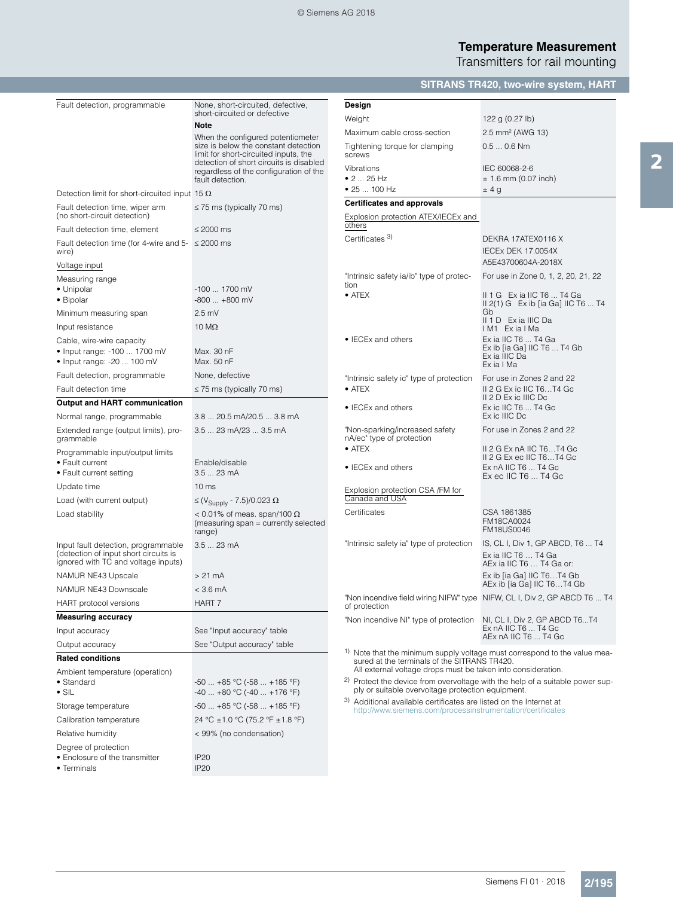# Temperature Measurement

Transmitters for rail mounting

## SITRANS TR420, two-wire system, HART

| | |
|---|---|
| Fault detection, programmable | None, short-circuited, defective, short-circuited or defective |
| | **Note** |
| | When the configured potentiometer size is below the constant detection limit for short-circuited inputs, the detection of short circuits is disabled regardless of the configuration of the fault detection. |
| Detection limit for short-circuited input | 15 Ω |
| Fault detection time, wiper arm (no short-circuit detection) | ≤ 75 ms (typically 70 ms) |
| Fault detection time, element | ≤ 2000 ms |
| Fault detection time (for 4-wire and 5-wire) | ≤ 2000 ms |
| Voltage input | |
| Measuring range | |
| • Unipolar | -100 ... 1700 mV |
| • Bipolar | -800 ... +800 mV |
| Minimum measuring span | 2.5 mV |
| Input resistance | 10 MΩ |
| Cable, wire-wire capacity | |
| • Input range: -100 ... 1700 mV | Max. 30 nF |
| • Input range: -20 ... 100 mV | Max. 50 nF |
| Fault detection, programmable | None, defective |
| Fault detection time | ≤ 75 ms (typically 70 ms) |
| **Output and HART communication** | |
| Normal range, programmable | 3.8 ... 20.5 mA/20.5 ... 3.8 mA |
| Extended range (output limits), programmable | 3.5 ... 23 mA/23 ... 3.5 mA |
| Programmable input/output limits | |
| • Fault current | Enable/disable |
| • Fault current setting | 3.5 ... 23 mA |
| Update time | 10 ms |
| Load (with current output) | ≤ ($V_{Supply}$ - 7.5)/0.023 Ω |
| Load stability | < 0.01% of meas. span/100 Ω (measuring span = currently selected range) |
| Input fault detection, programmable (detection of input short circuits is ignored with TC and voltage inputs) | 3.5 ... 23 mA |
| NAMUR NE43 Upscale | > 21 mA |
| NAMUR NE43 Downscale | < 3.6 mA |
| HART protocol versions | HART 7 |
| **Measuring accuracy** | |
| Input accuracy | See "Input accuracy" table |
| Output accuracy | See "Output accuracy" table |
| **Rated conditions** | |
| Ambient temperature (operation) | |
| • Standard | -50 ... +85 °C (-58 ... +185 °F) |
| • SIL | -40 ... +80 °C (-40 ... +176 °F) |
| Storage temperature | -50 ... +85 °C (-58 ... +185 °F) |
| Calibration temperature | 24 °C ±1.0 °C (75.2 °F ±1.8 °F) |
| Relative humidity | < 99% (no condensation) |
| Degree of protection | |
| • Enclosure of the transmitter | IP20 |
| • Terminals | IP20 |

| | |
|---|---|
| **Design** | |
| Weight | 122 g (0.27 lb) |
| Maximum cable cross-section | 2.5 mm² (AWG 13) |
| Tightening torque for clamping screws | 0.5 ... 0.6 Nm |
| Vibrations | IEC 60068-2-6 |
| • 2 ... 25 Hz | ± 1.6 mm (0.07 inch) |
| • 25 ... 100 Hz | ± 4 g |
| **Certificates and approvals** | |
| Explosion protection ATEX/IECEx and others | |
| Certificates [3] | DEKRA 17ATEX0116 X |
| | IECEx DEK 17.0054X |
| | A5E43700604A-2018X |
| "Intrinsic safety ia/ib" type of protection | For use in Zone 0, 1, 2, 20, 21, 22 |
| • ATEX | II 1 G Ex ia IIC T6 ... T4 Ga<br>II 2(1) G Ex ib [ia Ga] IIC T6 ... T4 Gb<br>II 1 D Ex ia IIIC Da<br>I M1 Ex ia I Ma |
| • IECEx and others | Ex ia IIC T6 ... T4 Ga<br>Ex ib [ia Ga] IIC T6 ... T4 Gb<br>Ex ia IIIC Da<br>Ex ia I Ma |
| "Intrinsic safety ic" type of protection | For use in Zones 2 and 22 |
| • ATEX | II 2 G Ex ic IIC T6...T4 Gc<br>II 2 D Ex ic IIIC Dc |
| • IECEx and others | Ex ic IIC T6 ... T4 Gc<br>Ex ic IIIC Dc |
| "Non-sparking/increased safety nA/ec" type of protection | For use in Zones 2 and 22 |
| • ATEX | II 2 G Ex nA IIC T6...T4 Gc<br>II 2 G Ex ec IIC T6...T4 Gc |
| • IECEx and others | Ex nA IIC T6 ... T4 Gc<br>Ex ec IIC T6 ... T4 Gc |
| Explosion protection CSA /FM for Canada and USA | |
| Certificates | CSA 1861385<br>FM18CA0024<br>FM18US0046 |
| "Intrinsic safety ia" type of protection | IS, CL I, Div 1, GP ABCD, T6 ... T4 |
| | Ex ia IIC T6 … T4 Ga<br>AEx ia IIC T6 … T4 Ga or: |
| | Ex ib [ia Ga] IIC T6…T4 Gb<br>AEx ib [ia Ga] IIC T6…T4 Gb |
| "Non incendive field wiring NIFW" type of protection | NIFW, CL I, Div 2, GP ABCD T6 ... T4 |
| "Non incendive NI" type of protection | NI, CL I, Div 2, GP ABCD T6...T4<br>Ex nA IIC T6 ... T4 Gc<br>AEx nA IIC T6 ... T4 Gc |

[1] Note that the minimum supply voltage must correspond to the value measured at the terminals of the SITRANS TR420. All external voltage drops must be taken into consideration.

[2] Protect the device from overvoltage with the help of a suitable power supply or suitable overvoltage protection equipment.

[3] Additional available certificates are listed on the Internet at http://www.siemens.com/processinstrumentation/certificates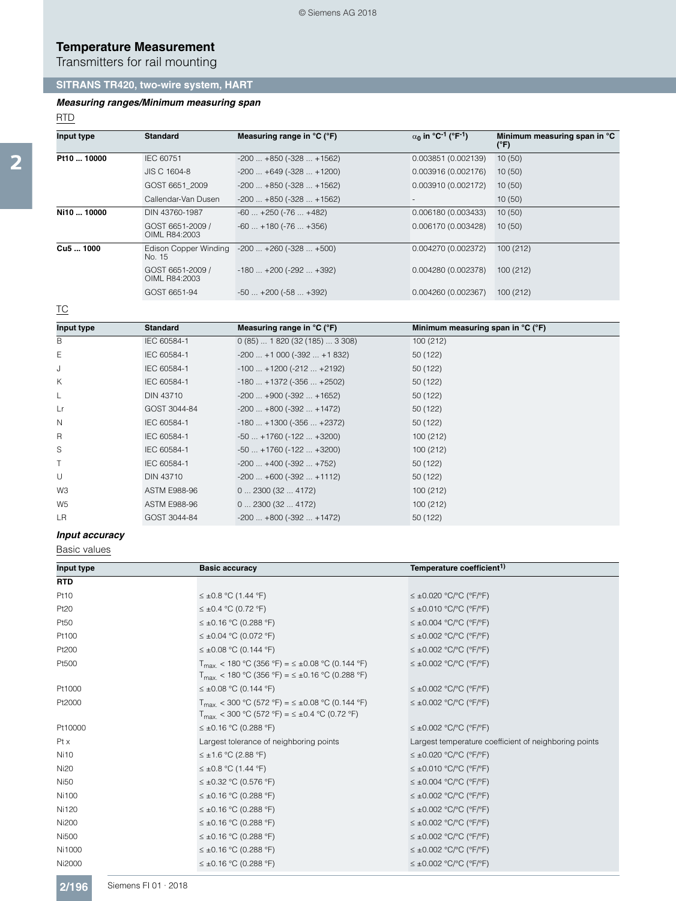# Temperature Measurement

Transmitters for rail mounting

## SITRANS TR420, two-wire system, HART

### *Measuring ranges/Minimum measuring span*

RTD

| Input type | Standard | Measuring range in °C (°F) | $\alpha_0$ in °C$^{-1}$ (°F$^{-1}$) | Minimum measuring span in °C (°F) |
|---|---|---|---|---|
| **Pt10 ... 10000** | IEC 60751 | -200 ... +850 (-328 ... +1562) | 0.003851 (0.002139) | 10 (50) |
| | JIS C 1604-8 | -200 ... +649 (-328 ... +1200) | 0.003916 (0.002176) | 10 (50) |
| | GOST 6651_2009 | -200 ... +850 (-328 ... +1562) | 0.003910 (0.002172) | 10 (50) |
| | Callendar-Van Dusen | -200 ... +850 (-328 ... +1562) | - | 10 (50) |
| **Ni10 ... 10000** | DIN 43760-1987 | -60 ... +250 (-76 ... +482) | 0.006180 (0.003433) | 10 (50) |
| | GOST 6651-2009 / OIML R84:2003 | -60 ... +180 (-76 ... +356) | 0.006170 (0.003428) | 10 (50) |
| **Cu5 ... 1000** | Edison Copper Winding No. 15 | -200 ... +260 (-328 ... +500) | 0.004270 (0.002372) | 100 (212) |
| | GOST 6651-2009 / OIML R84:2003 | -180 ... +200 (-292 ... +392) | 0.004280 (0.002378) | 100 (212) |
| | GOST 6651-94 | -50 ... +200 (-58 ... +392) | 0.004260 (0.002367) | 100 (212) |

TC

| Input type | Standard | Measuring range in °C (°F) | Minimum measuring span in °C (°F) |
|---|---|---|---|
| B | IEC 60584-1 | 0 (85) ... 1 820 (32 (185) ... 3 308) | 100 (212) |
| E | IEC 60584-1 | -200 ... +1 000 (-392 ... +1 832) | 50 (122) |
| J | IEC 60584-1 | -100 ... +1200 (-212 ... +2192) | 50 (122) |
| K | IEC 60584-1 | -180 ... +1372 (-356 ... +2502) | 50 (122) |
| L | DIN 43710 | -200 ... +900 (-392 ... +1652) | 50 (122) |
| Lr | GOST 3044-84 | -200 ... +800 (-392 ... +1472) | 50 (122) |
| N | IEC 60584-1 | -180 ... +1300 (-356 ... +2372) | 50 (122) |
| R | IEC 60584-1 | -50 ... +1760 (-122 ... +3200) | 100 (212) |
| S | IEC 60584-1 | -50 ... +1760 (-122 ... +3200) | 100 (212) |
| T | IEC 60584-1 | -200 ... +400 (-392 ... +752) | 50 (122) |
| U | DIN 43710 | -200 ... +600 (-392 ... +1112) | 50 (122) |
| W3 | ASTM E988-96 | 0 ... 2300 (32 ... 4172) | 100 (212) |
| W5 | ASTM E988-96 | 0 ... 2300 (32 ... 4172) | 100 (212) |
| LR | GOST 3044-84 | -200 ... +800 (-392 ... +1472) | 50 (122) |

### *Input accuracy*

Basic values

| Input type | Basic accuracy | Temperature coefficient[1)] |
|---|---|---|
| **RTD** | | |
| Pt10 | ≤ ±0.8 °C (1.44 °F) | ≤ ±0.020 °C/°C (°F/°F) |
| Pt20 | ≤ ±0.4 °C (0.72 °F) | ≤ ±0.010 °C/°C (°F/°F) |
| Pt50 | ≤ ±0.16 °C (0.288 °F) | ≤ ±0.004 °C/°C (°F/°F) |
| Pt100 | ≤ ±0.04 °C (0.072 °F) | ≤ ±0.002 °C/°C (°F/°F) |
| Pt200 | ≤ ±0.08 °C (0.144 °F) | ≤ ±0.002 °C/°C (°F/°F) |
| Pt500 | $T_{max.}$ < 180 °C (356 °F) = ≤ ±0.08 °C (0.144 °F)<br>$T_{max.}$ < 180 °C (356 °F) = ≤ ±0.16 °C (0.288 °F) | ≤ ±0.002 °C/°C (°F/°F) |
| Pt1000 | ≤ ±0.08 °C (0.144 °F) | ≤ ±0.002 °C/°C (°F/°F) |
| Pt2000 | $T_{max.}$ < 300 °C (572 °F) = ≤ ±0.08 °C (0.144 °F)<br>$T_{max.}$ < 300 °C (572 °F) = ≤ ±0.4 °C (0.72 °F) | ≤ ±0.002 °C/°C (°F/°F) |
| Pt10000 | ≤ ±0.16 °C (0.288 °F) | ≤ ±0.002 °C/°C (°F/°F) |
| Pt x | Largest tolerance of neighboring points | Largest temperature coefficient of neighboring points |
| Ni10 | ≤ ±1.6 °C (2.88 °F) | ≤ ±0.020 °C/°C (°F/°F) |
| Ni20 | ≤ ±0.8 °C (1.44 °F) | ≤ ±0.010 °C/°C (°F/°F) |
| Ni50 | ≤ ±0.32 °C (0.576 °F) | ≤ ±0.004 °C/°C (°F/°F) |
| Ni100 | ≤ ±0.16 °C (0.288 °F) | ≤ ±0.002 °C/°C (°F/°F) |
| Ni120 | ≤ ±0.16 °C (0.288 °F) | ≤ ±0.002 °C/°C (°F/°F) |
| Ni200 | ≤ ±0.16 °C (0.288 °F) | ≤ ±0.002 °C/°C (°F/°F) |
| Ni500 | ≤ ±0.16 °C (0.288 °F) | ≤ ±0.002 °C/°C (°F/°F) |
| Ni1000 | ≤ ±0.16 °C (0.288 °F) | ≤ ±0.002 °C/°C (°F/°F) |
| Ni2000 | ≤ ±0.16 °C (0.288 °F) | ≤ ±0.002 °C/°C (°F/°F) |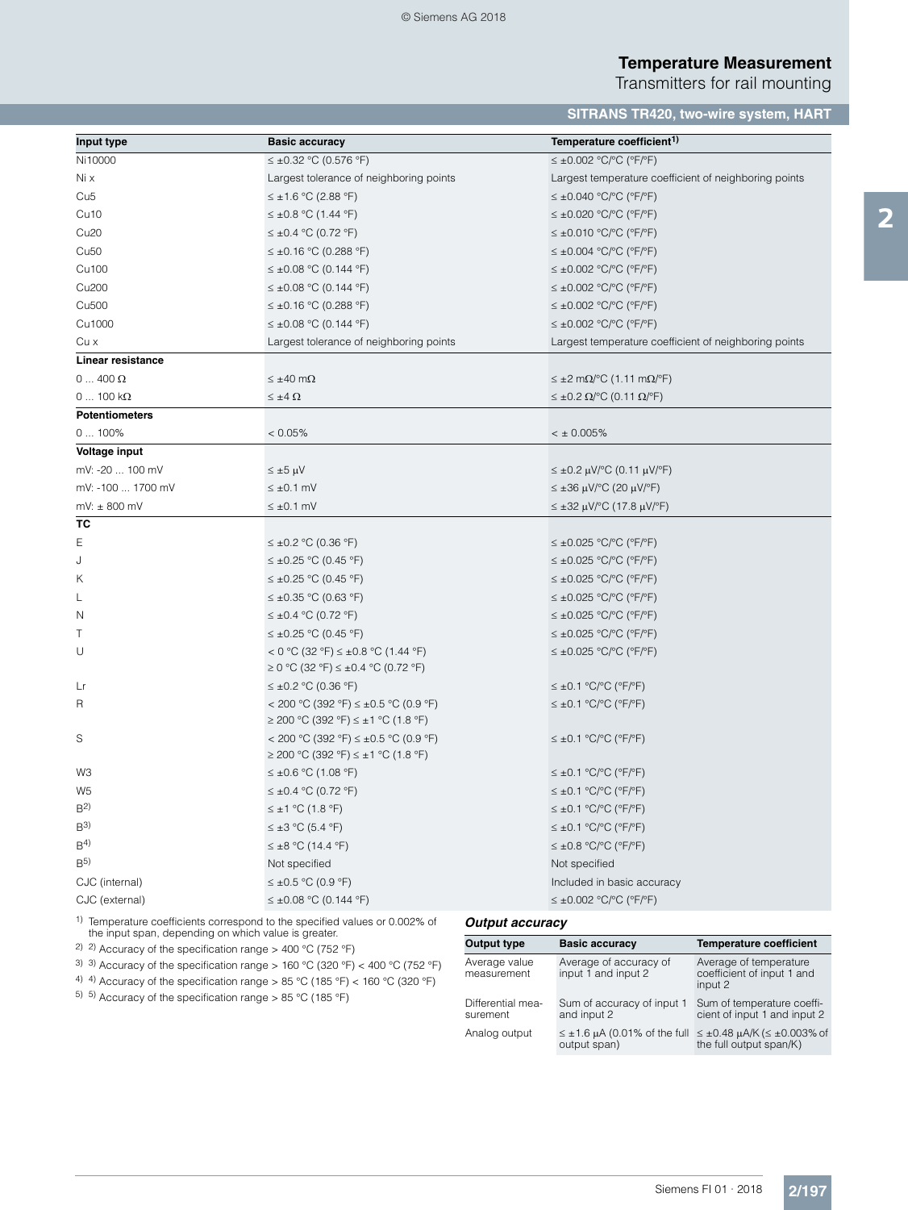| Input type | Basic accuracy | Temperature coefficient[1] |
|---|---|---|
| Ni10000 | ≤ ±0.32 °C (0.576 °F) | ≤ ±0.002 °C/°C (°F/°F) |
| Ni x | Largest tolerance of neighboring points | Largest temperature coefficient of neighboring points |
| Cu5 | ≤ ±1.6 °C (2.88 °F) | ≤ ±0.040 °C/°C (°F/°F) |
| Cu10 | ≤ ±0.8 °C (1.44 °F) | ≤ ±0.020 °C/°C (°F/°F) |
| Cu20 | ≤ ±0.4 °C (0.72 °F) | ≤ ±0.010 °C/°C (°F/°F) |
| Cu50 | ≤ ±0.16 °C (0.288 °F) | ≤ ±0.004 °C/°C (°F/°F) |
| Cu100 | ≤ ±0.08 °C (0.144 °F) | ≤ ±0.002 °C/°C (°F/°F) |
| Cu200 | ≤ ±0.08 °C (0.144 °F) | ≤ ±0.002 °C/°C (°F/°F) |
| Cu500 | ≤ ±0.16 °C (0.288 °F) | ≤ ±0.002 °C/°C (°F/°F) |
| Cu1000 | ≤ ±0.08 °C (0.144 °F) | ≤ ±0.002 °C/°C (°F/°F) |
| Cu x | Largest tolerance of neighboring points | Largest temperature coefficient of neighboring points |
| **Linear resistance** | | |
| 0 ... 400 Ω | ≤ ±40 mΩ | ≤ ±2 mΩ/°C (1.11 mΩ/°F) |
| 0 ... 100 kΩ | ≤ ±4 Ω | ≤ ±0.2 Ω/°C (0.11 Ω/°F) |
| **Potentiometers** | | |
| 0 ... 100% | < 0.05% | < ± 0.005% |
| **Voltage input** | | |
| mV: -20 ... 100 mV | ≤ ±5 µV | ≤ ±0.2 µV/°C (0.11 µV/°F) |
| mV: -100 ... 1700 mV | ≤ ±0.1 mV | ≤ ±36 µV/°C (20 µV/°F) |
| mV: ± 800 mV | ≤ ±0.1 mV | ≤ ±32 µV/°C (17.8 µV/°F) |
| **TC** | | |
| E | ≤ ±0.2 °C (0.36 °F) | ≤ ±0.025 °C/°C (°F/°F) |
| J | ≤ ±0.25 °C (0.45 °F) | ≤ ±0.025 °C/°C (°F/°F) |
| K | ≤ ±0.25 °C (0.45 °F) | ≤ ±0.025 °C/°C (°F/°F) |
| L | ≤ ±0.35 °C (0.63 °F) | ≤ ±0.025 °C/°C (°F/°F) |
| N | ≤ ±0.4 °C (0.72 °F) | ≤ ±0.025 °C/°C (°F/°F) |
| T | ≤ ±0.25 °C (0.45 °F) | ≤ ±0.025 °C/°C (°F/°F) |
| U | < 0 °C (32 °F) ≤ ±0.8 °C (1.44 °F)<br>≥ 0 °C (32 °F) ≤ ±0.4 °C (0.72 °F) | ≤ ±0.025 °C/°C (°F/°F) |
| Lr | ≤ ±0.2 °C (0.36 °F) | ≤ ±0.1 °C/°C (°F/°F) |
| R | < 200 °C (392 °F) ≤ ±0.5 °C (0.9 °F)<br>≥ 200 °C (392 °F) ≤ ±1 °C (1.8 °F) | ≤ ±0.1 °C/°C (°F/°F) |
| S | < 200 °C (392 °F) ≤ ±0.5 °C (0.9 °F)<br>≥ 200 °C (392 °F) ≤ ±1 °C (1.8 °F) | ≤ ±0.1 °C/°C (°F/°F) |
| W3 | ≤ ±0.6 °C (1.08 °F) | ≤ ±0.1 °C/°C (°F/°F) |
| W5 | ≤ ±0.4 °C (0.72 °F) | ≤ ±0.1 °C/°C (°F/°F) |
| B[2] | ≤ ±1 °C (1.8 °F) | ≤ ±0.1 °C/°C (°F/°F) |
| B[3] | ≤ ±3 °C (5.4 °F) | ≤ ±0.1 °C/°C (°F/°F) |
| B[4] | ≤ ±8 °C (14.4 °F) | ≤ ±0.8 °C/°C (°F/°F) |
| B[5] | Not specified | Not specified |
| CJC (internal) | ≤ ±0.5 °C (0.9 °F) | Included in basic accuracy |
| CJC (external) | ≤ ±0.08 °C (0.144 °F) | ≤ ±0.002 °C/°C (°F/°F) |

[1] Temperature coefficients correspond to the specified values or 0.002% of the input span, depending on which value is greater.

[2] Accuracy of the specification range > 400 °C (752 °F)

[3] Accuracy of the specification range > 160 °C (320 °F) < 400 °C (752 °F)

[4] Accuracy of the specification range > 85 °C (185 °F) < 160 °C (320 °F)

[5] Accuracy of the specification range > 85 °C (185 °F)

### *Output accuracy*

| Output type | Basic accuracy | Temperature coefficient |
|---|---|---|
| Average value measurement | Average of accuracy of input 1 and input 2 | Average of temperature coefficient of input 1 and input 2 |
| Differential measurement | Sum of accuracy of input 1 and input 2 | Sum of temperature coefficient of input 1 and input 2 |
| Analog output | ≤ ±1.6 µA (0.01% of the full output span) | ≤ ±0.48 µA/K (≤ ±0.003% of the full output span/K) |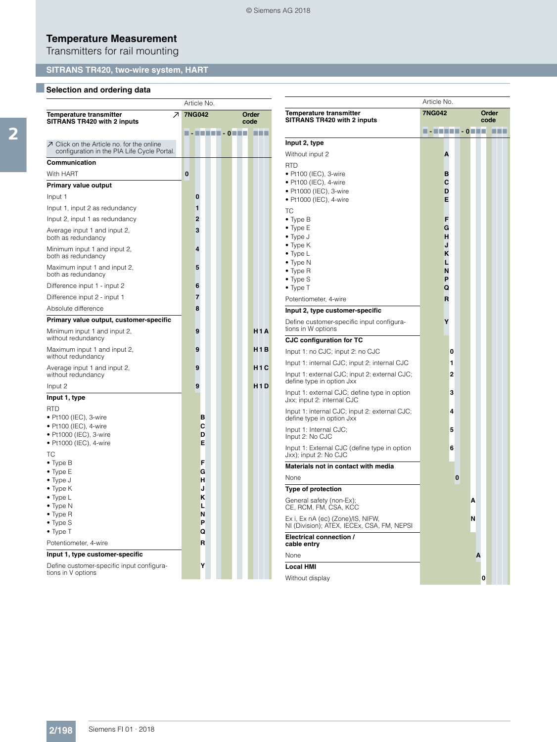# Temperature Measurement

Transmitters for rail mounting

## SITRANS TR420, two-wire system, HART

### Selection and ordering data

| Temperature transmitter SITRANS TR420 with 2 inputs ↗ | Article No. 7NG042 ■ - ■■■■■ - 0■■■ | Order code ■■■ |
|---|---|---|
| ↗ Click on the Article no. for the online configuration in the PIA Life Cycle Portal. | | |
| **Communication** | | |
| With HART | 0 | |
| **Primary value output** | | |
| Input 1 | 0 | |
| Input 1, input 2 as redundancy | 1 | |
| Input 2, input 1 as redundancy | 2 | |
| Average input 1 and input 2, both as redundancy | 3 | |
| Minimum input 1 and input 2, both as redundancy | 4 | |
| Maximum input 1 and input 2, both as redundancy | 5 | |
| Difference input 1 - input 2 | 6 | |
| Difference input 2 - input 1 | 7 | |
| Absolute difference | 8 | |
| **Primary value output, customer-specific** | | |
| Minimum input 1 and input 2, without redundancy | 9 | H1A |
| Maximum input 1 and input 2, without redundancy | 9 | H1B |
| Average input 1 and input 2, without redundancy | 9 | H1C |
| Input 2 | 9 | H1D |
| **Input 1, type** | | |
| RTD | | |
| • Pt100 (IEC), 3-wire | B | |
| • Pt100 (IEC), 4-wire | C | |
| • Pt1000 (IEC), 3-wire | D | |
| • Pt1000 (IEC), 4-wire | E | |
| TC | | |
| • Type B | F | |
| • Type E | G | |
| • Type J | H | |
| • Type K | J | |
| • Type L | K | |
| • Type N | L | |
| • Type R | N | |
| • Type S | P | |
| • Type T | Q | |
| Potentiometer, 4-wire | R | |
| **Input 1, type customer-specific** | | |
| Define customer-specific input configurations in V options | Y | |
| **Input 2, type** | | |
| Without input 2 | A | |
| RTD | | |
| • Pt100 (IEC), 3-wire | B | |
| • Pt100 (IEC), 4-wire | C | |
| • Pt1000 (IEC), 3-wire | D | |
| • Pt1000 (IEC), 4-wire | E | |
| TC | | |
| • Type B | F | |
| • Type E | G | |
| • Type J | H | |
| • Type K | J | |
| • Type L | K | |
| • Type N | L | |
| • Type R | N | |
| • Type S | P | |
| • Type T | Q | |
| Potentiometer, 4-wire | R | |
| **Input 2, type customer-specific** | | |
| Define customer-specific input configurations in W options | Y | |
| **CJC configuration for TC** | | |
| Input 1: no CJC; input 2: no CJC | 0 | |
| Input 1: internal CJC; input 2: internal CJC | 1 | |
| Input 1: external CJC; input 2: external CJC; define type in option Jxx | 2 | |
| Input 1: external CJC; define type in option Jxx; input 2: internal CJC | 3 | |
| Input 1: internal CJC; input 2: external CJC; define type in option Jxx | 4 | |
| Input 1: Internal CJC; Input 2: No CJC | 5 | |
| Input 1: External CJC (define type in option Jxx); input 2: No CJC | 6 | |
| **Materials not in contact with media** | | |
| None | 0 | |
| **Type of protection** | | |
| General safety (non-Ex); CE, RCM, FM, CSA, KCC | A | |
| Ex i, Ex nA (ec) (Zone)/IS, NIFW, NI (Division); ATEX, IECEx, CSA, FM, NEPSI | N | |
| **Electrical connection / cable entry** | | |
| None | A | |
| **Local HMI** | | |
| Without display | 0 | |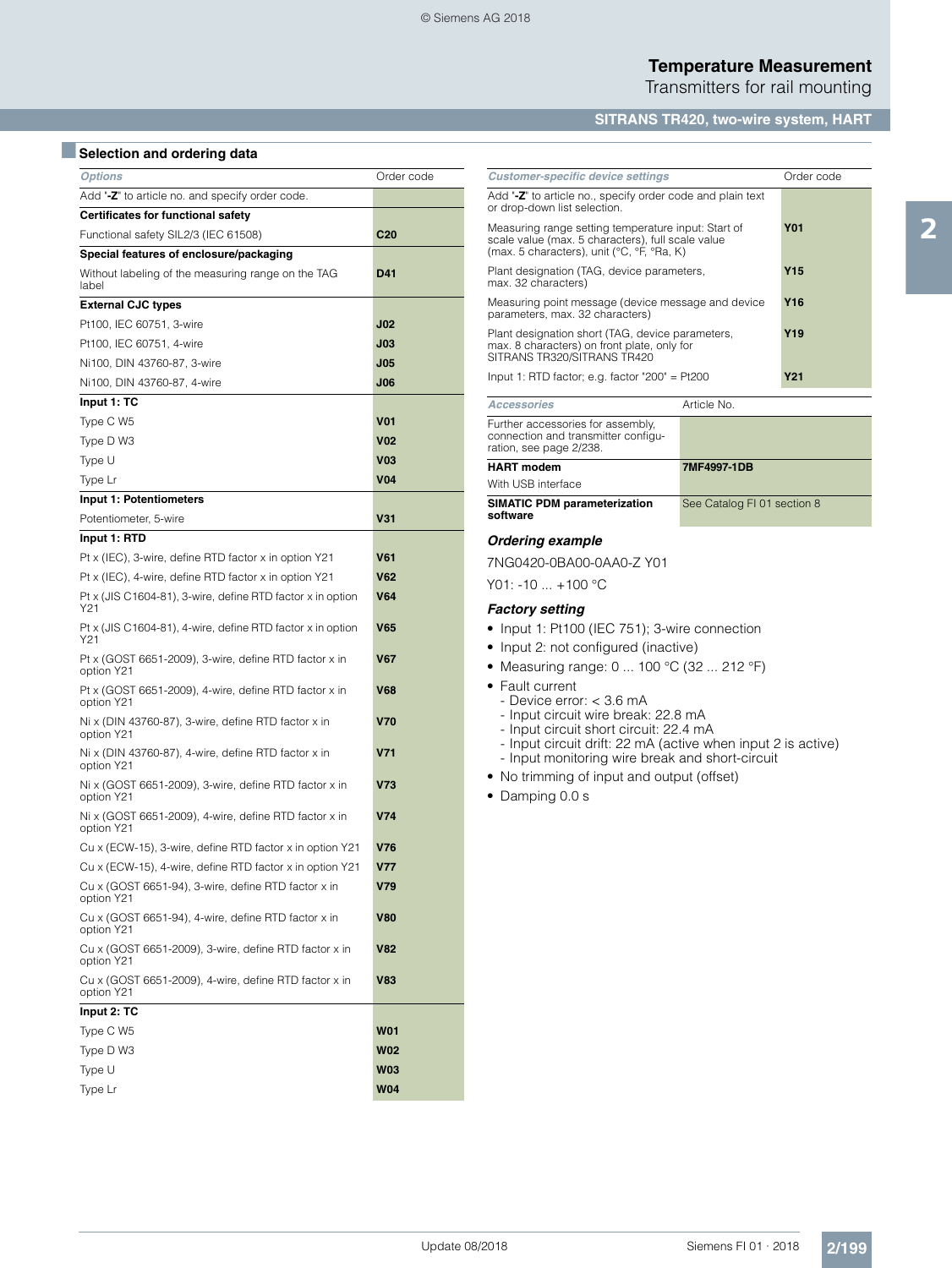## Selection and ordering data

| *Options* | Order code |
|---|---|
| Add "**-Z**" to article no. and specify order code. | |
| **Certificates for functional safety** | |
| Functional safety SIL2/3 (IEC 61508) | **C20** |
| **Special features of enclosure/packaging** | |
| Without labeling of the measuring range on the TAG label | **D41** |
| **External CJC types** | |
| Pt100, IEC 60751, 3-wire | **J02** |
| Pt100, IEC 60751, 4-wire | **J03** |
| Ni100, DIN 43760-87, 3-wire | **J05** |
| Ni100, DIN 43760-87, 4-wire | **J06** |
| **Input 1: TC** | |
| Type C W5 | **V01** |
| Type D W3 | **V02** |
| Type U | **V03** |
| Type Lr | **V04** |
| **Input 1: Potentiometers** | |
| Potentiometer, 5-wire | **V31** |
| **Input 1: RTD** | |
| Pt x (IEC), 3-wire, define RTD factor x in option Y21 | **V61** |
| Pt x (IEC), 4-wire, define RTD factor x in option Y21 | **V62** |
| Pt x (JIS C1604-81), 3-wire, define RTD factor x in option Y21 | **V64** |
| Pt x (JIS C1604-81), 4-wire, define RTD factor x in option Y21 | **V65** |
| Pt x (GOST 6651-2009), 3-wire, define RTD factor x in option Y21 | **V67** |
| Pt x (GOST 6651-2009), 4-wire, define RTD factor x in option Y21 | **V68** |
| Ni x (DIN 43760-87), 3-wire, define RTD factor x in option Y21 | **V70** |
| Ni x (DIN 43760-87), 4-wire, define RTD factor x in option Y21 | **V71** |
| Ni x (GOST 6651-2009), 3-wire, define RTD factor x in option Y21 | **V73** |
| Ni x (GOST 6651-2009), 4-wire, define RTD factor x in option Y21 | **V74** |
| Cu x (ECW-15), 3-wire, define RTD factor x in option Y21 | **V76** |
| Cu x (ECW-15), 4-wire, define RTD factor x in option Y21 | **V77** |
| Cu x (GOST 6651-94), 3-wire, define RTD factor x in option Y21 | **V79** |
| Cu x (GOST 6651-94), 4-wire, define RTD factor x in option Y21 | **V80** |
| Cu x (GOST 6651-2009), 3-wire, define RTD factor x in option Y21 | **V82** |
| Cu x (GOST 6651-2009), 4-wire, define RTD factor x in option Y21 | **V83** |
| **Input 2: TC** | |
| Type C W5 | **W01** |
| Type D W3 | **W02** |
| Type U | **W03** |
| Type Lr | **W04** |

| *Customer-specific device settings* | Order code |
|---|---|
| Add "**-Z**" to article no., specify order code and plain text or drop-down list selection. | |
| Measuring range setting temperature input: Start of scale value (max. 5 characters), full scale value (max. 5 characters), unit (°C, °F, °Ra, K) | **Y01** |
| Plant designation (TAG, device parameters, max. 32 characters) | **Y15** |
| Measuring point message (device message and device parameters, max. 32 characters) | **Y16** |
| Plant designation short (TAG, device parameters, max. 8 characters) on front plate, only for SITRANS TR320/SITRANS TR420 | **Y19** |
| Input 1: RTD factor; e.g. factor "200" = Pt200 | **Y21** |

| *Accessories* | Article No. |
|---|---|
| Further accessories for assembly, connection and transmitter configuration, see page 2/238. | |
| **HART modem** | **7MF4997-1DB** |
| With USB interface | |
| **SIMATIC PDM parameterization software** | See Catalog FI 01 section 8 |

### *Ordering example*

7NG0420-0BA00-0AA0-Z Y01

Y01: -10 ... +100 °C

### *Factory setting*

- Input 1: Pt100 (IEC 751); 3-wire connection
- Input 2: not configured (inactive)
- Measuring range: 0 ... 100 °C (32 ... 212 °F)
- Fault current
  - Device error: < 3.6 mA
  - Input circuit wire break: 22.8 mA
  - Input circuit short circuit: 22.4 mA
  - Input circuit drift: 22 mA (active when input 2 is active)
  - Input monitoring wire break and short-circuit
- No trimming of input and output (offset)
- Damping 0.0 s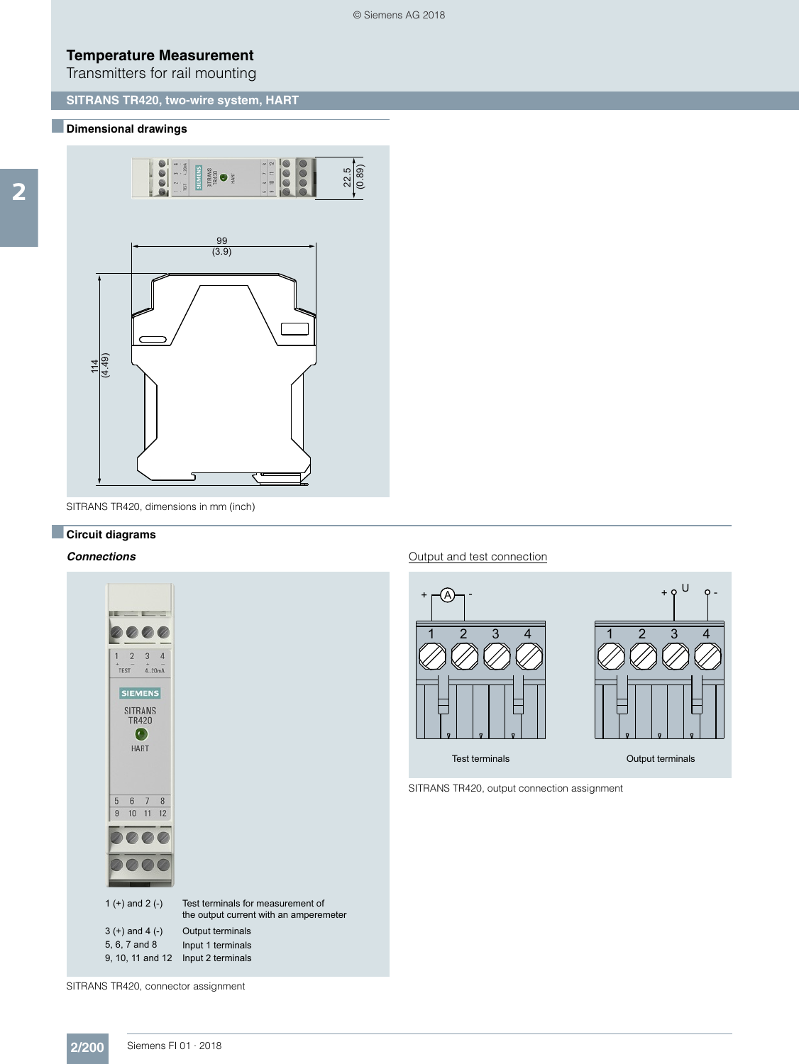# Temperature Measurement

Transmitters for rail mounting

## SITRANS TR420, two-wire system, HART

### Dimensional drawings

SITRANS TR420, dimensions in mm (inch)

### Circuit diagrams

***Connections***

| | |
|---|---|
| 1 (+) and 2 (-) | Test terminals for measurement of the output current with an amperemeter |
| 3 (+) and 4 (-) | Output terminals |
| 5, 6, 7 and 8 | Input 1 terminals |
| 9, 10, 11 and 12 | Input 2 terminals |

SITRANS TR420, connector assignment

Output and test connection

Test terminals

Output terminals

SITRANS TR420, output connection assignment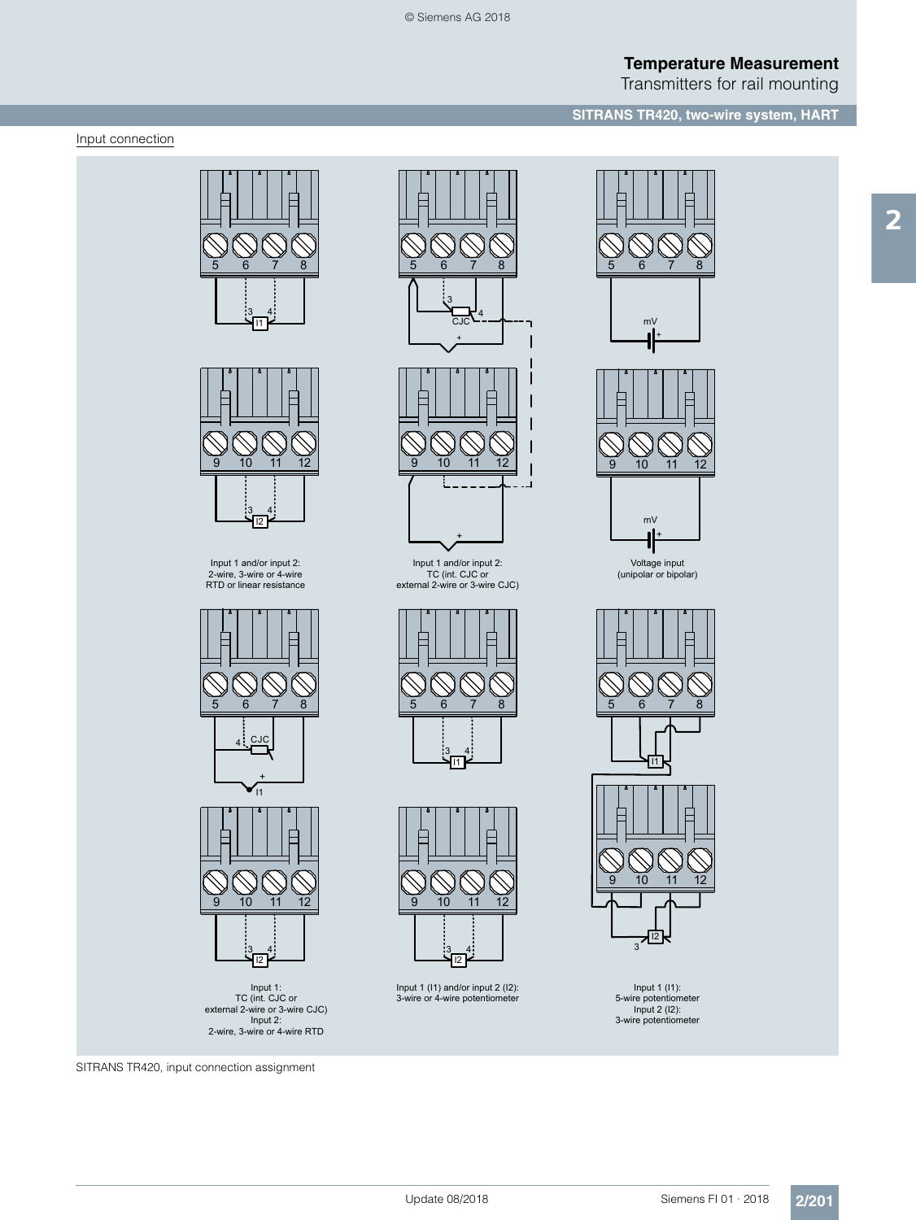Input connection

5 6 7 8

3 4

I1

9 10 11 12

3 4

I2

Input 1 and/or input 2:
2-wire, 3-wire or 4-wire
RTD or linear resistance

5 6 7 8

3

CJC

4

+

9 10 11 12

+

Input 1 and/or input 2:
TC (int. CJC or
external 2-wire or 3-wire CJC)

5 6 7 8

mV

+

9 10 11 12

mV

+

Voltage input
(unipolar or bipolar)

5 6 7 8

4

CJC

+

I1

9 10 11 12

3 4

I2

Input 1:
TC (int. CJC or
external 2-wire or 3-wire CJC)
Input 2:
2-wire, 3-wire or 4-wire RTD

5 6 7 8

3 4

I1

9 10 11 12

3 4

I2

Input 1 (I1) and/or input 2 (I2):
3-wire or 4-wire potentiometer

5 6 7 8

I1

9 10 11 12

I2

3

Input 1 (I1):
5-wire potentiometer
Input 2 (I2):
3-wire potentiometer

SITRANS TR420, input connection assignment